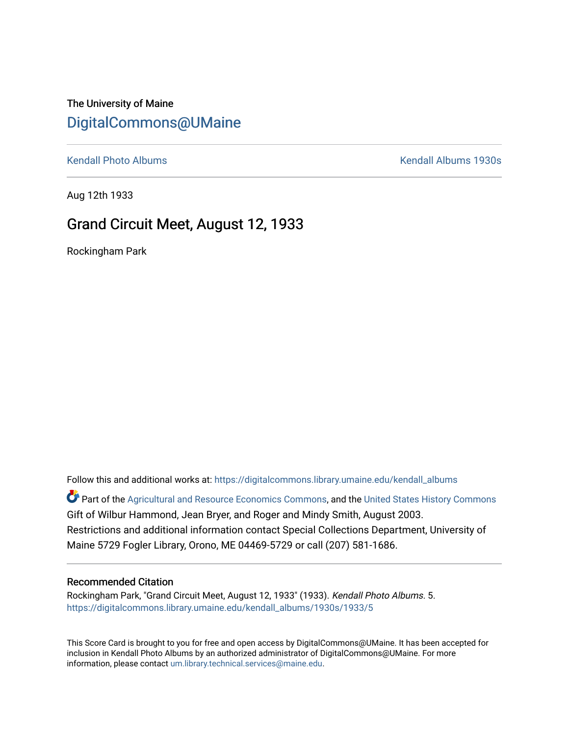The University of Maine

# DigitalCommons@UMaine

Kendall Photo Albums | Kendall Albums 1930s

Aug 12th 1933

## Grand Circuit Meet, August 12, 1933

Rockingham Park

Follow this and additional works at: https://digitalcommons.library.umaine.edu/kendall_albums

Part of the Agricultural and Resource Economics Commons, and the United States History Commons

Gift of Wilbur Hammond, Jean Bryer, and Roger and Mindy Smith, August 2003.

Restrictions and additional information contact Special Collections Department, University of Maine 5729 Fogler Library, Orono, ME 04469-5729 or call (207) 581-1686.

### Recommended Citation

Rockingham Park, "Grand Circuit Meet, August 12, 1933" (1933). *Kendall Photo Albums*. 5.
https://digitalcommons.library.umaine.edu/kendall_albums/1930s/1933/5

This Score Card is brought to you for free and open access by DigitalCommons@UMaine. It has been accepted for inclusion in Kendall Photo Albums by an authorized administrator of DigitalCommons@UMaine. For more information, please contact um.library.technical.services@maine.edu.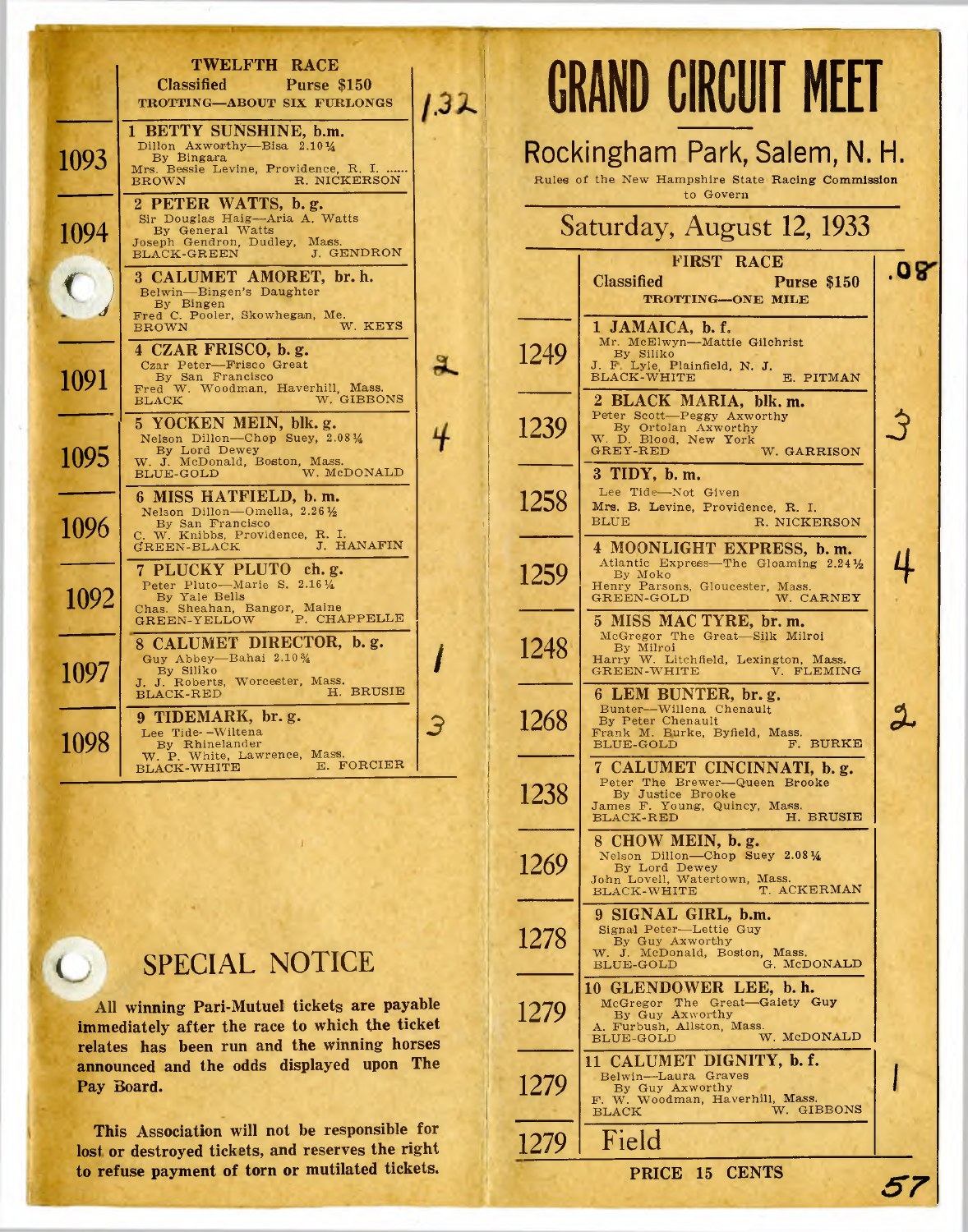## TWELFTH RACE

**Classified** — **Purse $150**

**TROTTING—ABOUT SIX FURLONGS**

1.32

| No. | Entry | Finish |
|---|---|---|
| 1093 | **1 BETTY SUNSHINE, b.m.** Dillon Axworthy—Bisa 2.10¼ By Bingara. Mrs. Bessie Levine, Providence, R. I. BROWN — R. NICKERSON | |
| 1094 | **2 PETER WATTS, b. g.** Sir Douglas Haig—Aria A. Watts By General Watts. Joseph Gendron, Dudley, Mass. BLACK-GREEN — J. GENDRON | |
| | **3 CALUMET AMORET, br. h.** Belwin—Bingen's Daughter By Bingen. Fred C. Pooler, Skowhegan, Me. BROWN — W. KEYS | |
| 1091 | **4 CZAR FRISCO, b. g.** Czar Peter—Frisco Great By San Francisco. Fred W. Woodman, Haverhill, Mass. BLACK — W. GIBBONS | 2 |
| 1095 | **5 YOCKEN MEIN, blk. g.** Nelson Dillon—Chop Suey, 2.08¾ By Lord Dewey. W. J. McDonald, Boston, Mass. BLUE-GOLD — W. McDONALD | 4 |
| 1096 | **6 MISS HATFIELD, b. m.** Nelson Dillon—Omella, 2.26½ By San Francisco. C. W. Knibbs, Providence, R. I. GREEN-BLACK — J. HANAFIN | |
| 1092 | **7 PLUCKY PLUTO ch. g.** Peter Pluto—Marie S. 2.16¼ By Yale Bells. Chas. Sheahan, Bangor, Maine. GREEN-YELLOW — P. CHAPPELLE | |
| 1097 | **8 CALUMET DIRECTOR, b. g.** Guy Abbey—Bahai 2.10¾ By Siliko. J. J. Roberts, Worcester, Mass. BLACK-RED — H. BRUSIE | 1 |
| 1098 | **9 TIDEMARK, br. g.** Lee Tide—Wiltena By Rhinelander. W. P. White, Lawrence, Mass. BLACK-WHITE — E. FORCIER | 3 |

## SPECIAL NOTICE

**All winning Pari-Mutuel tickets are payable immediately after the race to which the ticket relates has been run and the winning horses announced and the odds displayed upon The Pay Board.**

**This Association will not be responsible for lost or destroyed tickets, and reserves the right to refuse payment of torn or mutilated tickets.**

# GRAND CIRCUIT MEET

## Rockingham Park, Salem, N. H.

Rules of the New Hampshire State Racing Commission to Govern

## Saturday, August 12, 1933

## FIRST RACE

**Classified** — **Purse $150**

**TROTTING—ONE MILE**

.08

| No. | Entry | Finish |
|---|---|---|
| 1249 | **1 JAMAICA, b. f.** Mr. McElwyn—Mattie Gilchrist By Siliko. J. F. Lyle, Plainfield, N. J. BLACK-WHITE — E. PITMAN | |
| 1239 | **2 BLACK MARIA, blk. m.** Peter Scott—Peggy Axworthy By Ortolan Axworthy. W. D. Blood, New York. GREY-RED — W. GARRISON | 3 |
| 1258 | **3 TIDY, b. m.** Lee Tide—Not Given. Mrs. B. Levine, Providence, R. I. BLUE — R. NICKERSON | |
| 1259 | **4 MOONLIGHT EXPRESS, b. m.** Atlantic Express—The Gloaming 2.24½ By Moko. Henry Parsons, Gloucester, Mass. GREEN-GOLD — W. CARNEY | 4 |
| 1248 | **5 MISS MAC TYRE, br. m.** McGregor The Great—Silk Milroi By Milroi. Harry W. Litchfield, Lexington, Mass. GREEN-WHITE — V. FLEMING | |
| 1268 | **6 LEM BUNTER, br. g.** Bunter—Willena Chenault By Peter Chenault. Frank M. Burke, Byfield, Mass. BLUE-GOLD — F. BURKE | 2 |
| 1238 | **7 CALUMET CINCINNATI, b. g.** Peter The Brewer—Queen Brooke By Justice Brooke. James F. Young, Quincy, Mass. BLACK-RED — H. BRUSIE | |
| 1269 | **8 CHOW MEIN, b. g.** Nelson Dillon—Chop Suey 2.08¼ By Lord Dewey. John Lovell, Watertown, Mass. BLACK-WHITE — T. ACKERMAN | |
| 1278 | **9 SIGNAL GIRL, b.m.** Signal Peter—Lettie Guy By Guy Axworthy. W. J. McDonald, Boston, Mass. BLUE-GOLD — G. McDONALD | |
| 1279 | **10 GLENDOWER LEE, b. h.** McGregor The Great—Gaiety Guy By Guy Axworthy. A. Furbush, Allston, Mass. BLUE-GOLD — W. McDONALD | |
| 1279 | **11 CALUMET DIGNITY, b. f.** Belwin—Laura Graves By Guy Axworthy. F. W. Woodman, Haverhill, Mass. BLACK — W. GIBBONS | 1 |
| 1279 | Field | |

**PRICE 15 CENTS**

57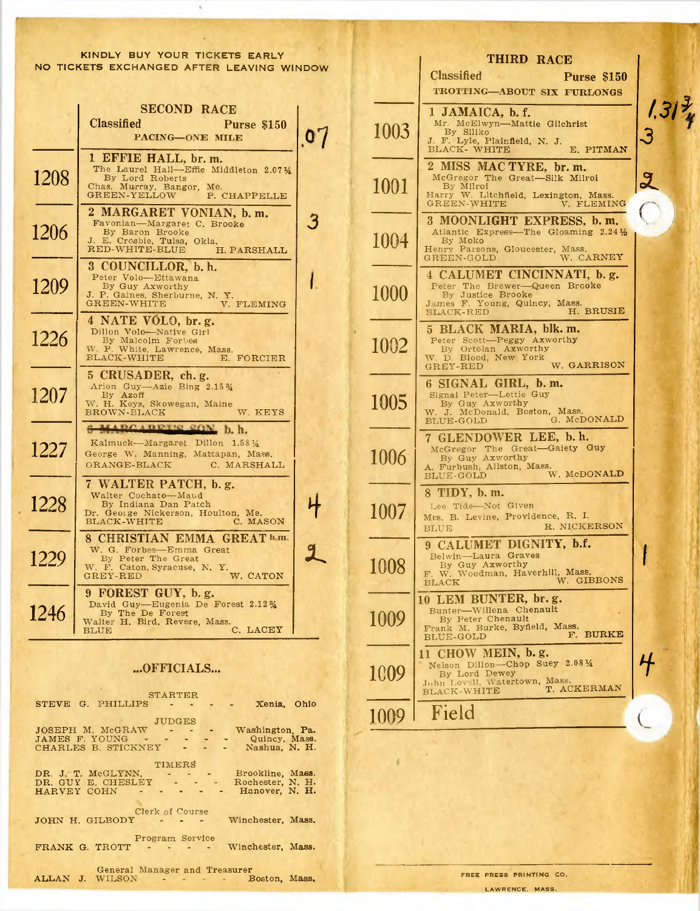KINDLY BUY YOUR TICKETS EARLY
NO TICKETS EXCHANGED AFTER LEAVING WINDOW

## SECOND RACE

**Classified** — **Purse $150**

PACING—ONE MILE

.07

| Ticket | Horse | Finish |
|---|---|---|
| 1208 | **1 EFFIE HALL, br. m.**<br>The Laurel Hall—Effie Middleton 2.07¾<br>By Lord Roberts<br>Chas. Murray, Bangor, Me.<br>GREEN-YELLOW — P. CHAPPELLE | |
| 1206 | **2 MARGARET VONIAN, b. m.**<br>Favonian—Margaret C. Brooke<br>By Baron Brooke<br>J. E. Crosbie, Tulsa, Okla.<br>RED-WHITE-BLUE — H. PARSHALL | 3 |
| 1209 | **3 COUNCILLOR, b. h.**<br>Peter Volo—Ettawana<br>By Guy Axworthy<br>J. P. Gaines, Sherburne, N. Y.<br>GREEN-WHITE — V. FLEMING | 1 |
| 1226 | **4 NATE VÓLO, br. g.**<br>Dillon Volo—Native Girl<br>By Malcolm Forbes<br>W. P. White, Lawrence, Mass.<br>BLACK-WHITE — E. FORCIER | |
| 1207 | **5 CRUSADER, ch. g.**<br>Arion Guy—Azie Bing 2.15¾<br>By Azoff<br>W. H. Keys, Skowegan, Maine<br>BROWN-BLACK — W. KEYS | |
| 1227 | ~~**6 MARGARET'S SON**~~**, b. h.**<br>Kalmuck—Margaret Dillon 1.58¼<br>George W. Manning, Mattapan, Mass.<br>ORANGE-BLACK — C. MARSHALL | |
| 1228 | **7 WALTER PATCH, b. g.**<br>Walter Cochato—Maud<br>By Indiana Dan Patch<br>Dr. George Nickerson, Houlton, Me.<br>BLACK-WHITE — C. MASON | 4 |
| 1229 | **8 CHRISTIAN EMMA GREAT b. m.**<br>W. G. Forbes—Emma Great<br>By Peter The Great<br>W. F. Caton, Syracuse, N. Y.<br>GREY-RED — W. CATON | 2 |
| 1246 | **9 FOREST GUY, b. g.**<br>David Guy—Eugenia De Forest 2.12¾<br>By The De Forest<br>Walter H. Bird, Revere, Mass.<br>BLUE — C. LACEY | |

## ...OFFICIALS...

**STARTER**

STEVE G. PHILLIPS — Xenia, Ohio

**JUDGES**

JOSEPH M. McGRAW — Washington, Pa.
JAMES F. YOUNG — Quincy, Mass.
CHARLES B. STICKNEY — Nashua, N. H.

**TIMERS**

DR. J. T. McGLYNN, — Brookline, Mass.
DR. GUY E. CHESLEY — Rochester, N. H.
HARVEY COHN — Hanover, N. H.

**Clerk of Course**

JOHN H. GILBODY — Winchester, Mass.

**Program Service**

FRANK G. TROTT — Winchester, Mass.

**General Manager and Treasurer**

ALLAN J. WILSON — Boston, Mass.

## THIRD RACE

**Classified** — **Purse $150**

TROTTING—ABOUT SIX FURLONGS

1.31¾

| Ticket | Horse | Finish |
|---|---|---|
| 1003 | **1 JAMAICA, b. f.**<br>Mr. McElwyn—Mattie Gilchrist<br>By Siliko<br>J. F. Lyle, Plainfield, N. J.<br>BLACK-WHITE — E. PITMAN | 3 |
| 1001 | **2 MISS MAC TYRE, br. m.**<br>McGregor The Great—Silk Milroi<br>By Milroi<br>Harry W. Litchfield, Lexington, Mass.<br>GREEN-WHITE — V. FLEMING | 2 |
| 1004 | **3 MOONLIGHT EXPRESS, b. m.**<br>Atlantic Express—The Gloaming 2.24½<br>By Moko<br>Henry Parsons, Gloucester, Mass.<br>GREEN-GOLD — W. CARNEY | |
| 1000 | **4 CALUMET CINCINNATI, b. g.**<br>Peter The Brewer—Queen Brooke<br>By Justice Brooke<br>James F. Young, Quincy, Mass.<br>BLACK-RED — H. BRUSIE | |
| 1002 | **5 BLACK MARIA, blk. m.**<br>Peter Scott—Peggy Axworthy<br>By Ortolan Axworthy<br>W. D. Blood, New York<br>GREY-RED — W. GARRISON | |
| 1005 | **6 SIGNAL GIRL, b. m.**<br>Signal Peter—Lettie Guy<br>By Guy Axworthy<br>W. J. McDonald, Boston, Mass.<br>BLUE-GOLD — G. McDONALD | |
| 1006 | **7 GLENDOWER LEE, b. h.**<br>McGregor The Great—Gaiety Guy<br>By Guy Axworthy<br>A. Furbush, Allston, Mass.<br>BLUE-GOLD — W. McDONALD | |
| 1007 | **8 TIDY, b. m.**<br>Lee Tide—Not Given<br>Mrs. B. Levine, Providence, R. I.<br>BLUE — R. NICKERSON | |
| 1008 | **9 CALUMET DIGNITY, b.f.**<br>Belwin—Laura Graves<br>By Guy Axworthy<br>F. W. Woodman, Haverhill, Mass.<br>BLACK — W. GIBBONS | 1 |
| 1009 | **10 LEM BUNTER, br. g.**<br>Bunter—Willena Chenault<br>By Peter Chenault<br>Frank M. Burke, Byfield, Mass.<br>BLUE-GOLD — F. BURKE | |
| 1009 | **11 CHOW MEIN, b. g.**<br>Nelson Dillon—Chop Suey 2.08¼<br>By Lord Dewey<br>John Lovell, Watertown, Mass.<br>BLACK-WHITE — T. ACKERMAN | 4 |
| 1009 | Field | |

FREE PRESS PRINTING CO.
LAWRENCE, MASS.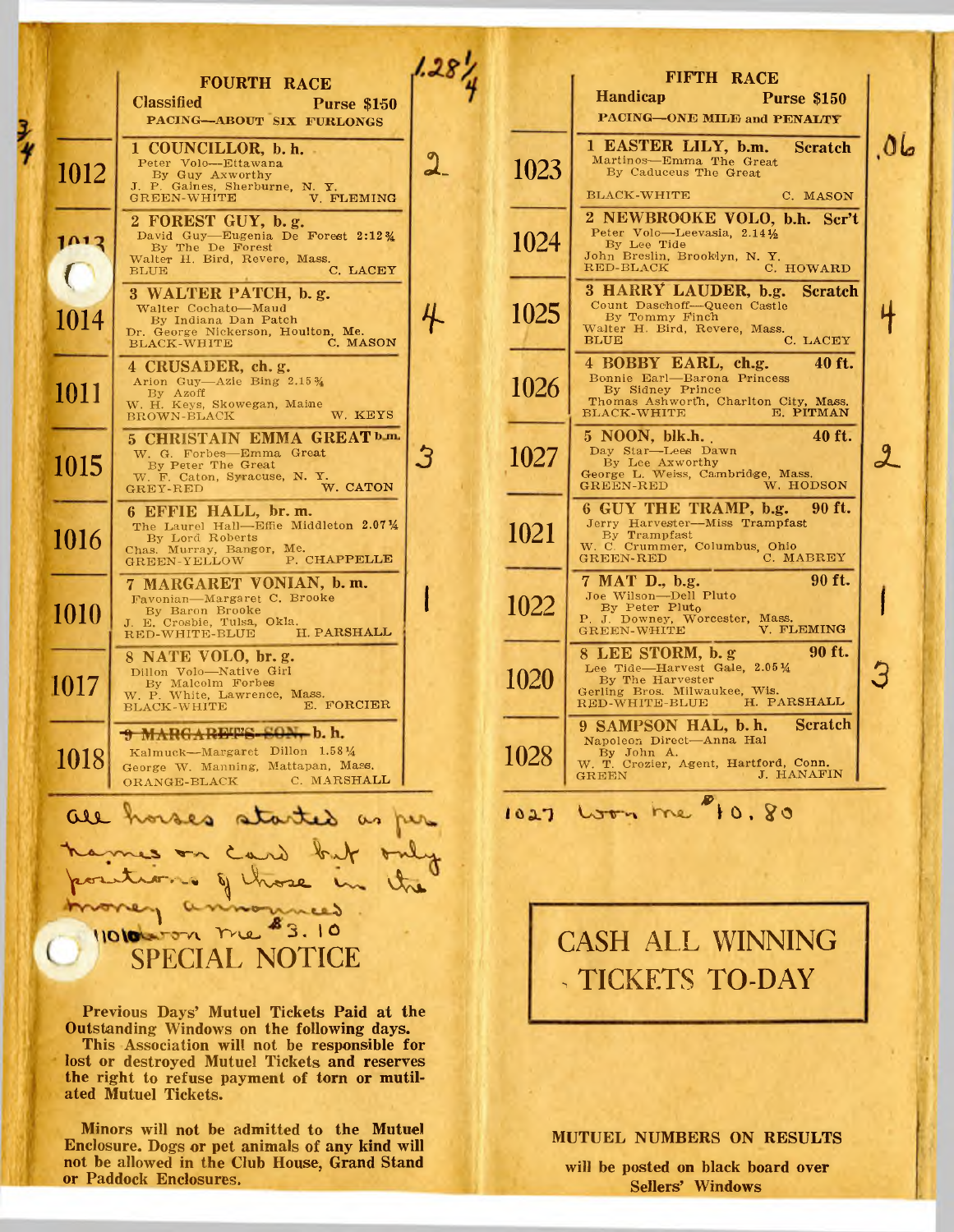## FOURTH RACE

**Classified** — **Purse $150**

PACING—ABOUT SIX FURLONGS

1.28 1/4

3/4

| Mutuel No. | Horse | Finish |
|---|---|---|
| 1012 | **1 COUNCILLOR, b. h.** Peter Volo—Ettawana By Guy Axworthy J. P. Gaines, Sherburne, N. Y. GREEN-WHITE — V. FLEMING | 2 |
| 1013 | **2 FOREST GUY, b. g.** David Guy—Eugenia De Forest 2:12¾ By The De Forest Walter H. Bird, Revere, Mass. BLUE — C. LACEY | |
| 1014 | **3 WALTER PATCH, b. g.** Walter Cochato—Maud By Indiana Dan Patch Dr. George Nickerson, Houlton, Me. BLACK-WHITE — C. MASON | 4 |
| 1011 | **4 CRUSADER, ch. g.** Arion Guy—Azie Bing 2.15¾ By Azoff W. H. Keys, Skowegan, Maine BROWN-BLACK — W. KEYS | |
| 1015 | **5 CHRISTAIN EMMA GREAT b. m.** W. G. Forbes—Emma Great By Peter The Great W. F. Caton, Syracuse, N. Y. GREY-RED — W. CATON | 3 |
| 1016 | **6 EFFIE HALL, br. m.** The Laurel Hall—Effie Middleton 2.07¼ By Lord Roberts Chas. Murray, Bangor, Me. GREEN-YELLOW — P. CHAPPELLE | |
| 1010 | **7 MARGARET VONIAN, b. m.** Favonian—Margaret C. Brooke By Baron Brooke J. E. Crosbie, Tulsa, Okla. RED-WHITE-BLUE — H. PARSHALL | 1 |
| 1017 | **8 NATE VOLO, br. g.** Dillon Volo—Native Girl By Malcolm Forbes W. P. White, Lawrence, Mass. BLACK-WHITE — E. FORCIER | |
| 1018 | ~~9 MARGARET'S SON,~~ **b. h.** Kalmuck—Margaret Dillon 1.58¼ George W. Manning, Mattapan, Mass. ORANGE-BLACK — C. MARSHALL | |

*All horses started as per names on card but only positions of those in the money announced.*

*1010 won me $3.10*

## SPECIAL NOTICE

**Previous Days' Mutuel Tickets Paid at the Outstanding Windows on the following days. This Association will not be responsible for lost or destroyed Mutuel Tickets and reserves the right to refuse payment of torn or mutilated Mutuel Tickets.**

**Minors will not be admitted to the Mutuel Enclosure. Dogs or pet animals of any kind will not be allowed in the Club House, Grand Stand or Paddock Enclosures.**

## FIFTH RACE

**Handicap** — **Purse $150**

PACING—ONE MILE and PENALTY

.06

| Mutuel No. | Horse | Finish |
|---|---|---|
| 1023 | **1 EASTER LILY, b.m. Scratch** Martinos—Emma The Great By Caduceus The Great BLACK-WHITE — C. MASON | |
| 1024 | **2 NEWBROOKE VOLO, b.h. Scr't** Peter Volo—Leevasia, 2.14½ By Lee Tide John Breslin, Brooklyn, N. Y. RED-BLACK — C. HOWARD | |
| 1025 | **3 HARRY LAUDER, b.g. Scratch** Count Daschoff—Queen Castle By Tommy Finch Walter H. Bird, Revere, Mass. BLUE — C. LACEY | 4 |
| 1026 | **4 BOBBY EARL, ch.g. 40 ft.** Bonnie Earl—Barona Princess By Sidney Prince Thomas Ashworth, Charlton City, Mass. BLACK-WHITE — E. PITMAN | |
| 1027 | **5 NOON, blk.h. 40 ft.** Day Star—Lees Dawn By Lee Axworthy George L. Weiss, Cambridge, Mass. GREEN-RED — W. HODSON | 2 |
| 1021 | **6 GUY THE TRAMP, b.g. 90 ft.** Jerry Harvester—Miss Trampfast By Trampfast W. C. Crummer, Columbus, Ohio GREEN-RED — C. MABREY | |
| 1022 | **7 MAT D., b.g. 90 ft.** Joe Wilson—Dell Pluto By Peter Pluto P. J. Downey, Worcester, Mass. GREEN-WHITE — V. FLEMING | 1 |
| 1020 | **8 LEE STORM, b. g 90 ft.** Lee Tide—Harvest Gale, 2.05¼ By The Harvester Gerling Bros. Milwaukee, Wis. RED-WHITE-BLUE — H. PARSHALL | 3 |
| 1028 | **9 SAMPSON HAL, b. h. Scratch** Napoleon Direct—Anna Hal By John A. W. T. Crozier, Agent, Hartford, Conn. GREEN — J. HANAFIN | |

*1027 won me $10.80*

## CASH ALL WINNING TICKETS TO-DAY

**MUTUEL NUMBERS ON RESULTS**

**will be posted on black board over Sellers' Windows**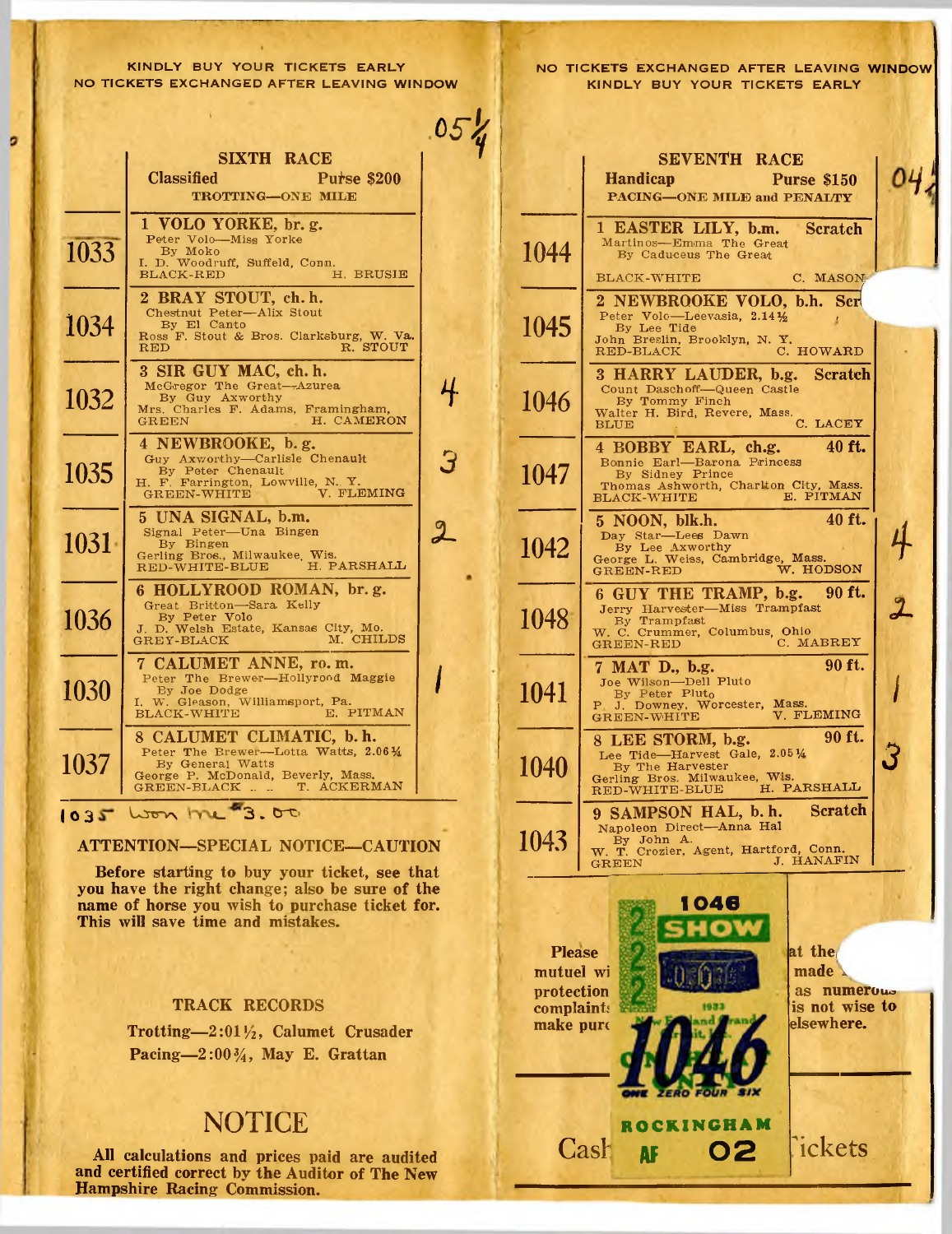KINDLY BUY YOUR TICKETS EARLY
NO TICKETS EXCHANGED AFTER LEAVING WINDOW

05¼

## SIXTH RACE

**Classified** — **Purse $200**

TROTTING—ONE MILE

| No. | Horse | |
|---|---|---|
| 1033 | **1 VOLO YORKE, br. g.** Peter Volo—Miss Yorke By Moko I. D. Woodruff, Suffield, Conn. BLACK-RED — H. BRUSIE | |
| 1034 | **2 BRAY STOUT, ch. h.** Chestnut Peter—Alix Stout By El Canto Ross F. Stout & Bros. Clarksburg, W. Va. RED — R. STOUT | |
| 1032 | **3 SIR GUY MAC, ch. h.** McGregor The Great—Azurea By Guy Axworthy Mrs. Charles F. Adams, Framingham, GREEN — H. CAMERON | 4 |
| 1035 | **4 NEWBROOKE, b. g.** Guy Axworthy—Carlisle Chenault By Peter Chenault H. F. Farrington, Lowville, N. Y. GREEN-WHITE — V. FLEMING | 3 |
| 1031 | **5 UNA SIGNAL, b.m.** Signal Peter—Una Bingen By Bingen Gerling Bros., Milwaukee, Wis. RED-WHITE-BLUE — H. PARSHALL | 2 |
| 1036 | **6 HOLLYROOD ROMAN, br. g.** Great Britton—Sara Kelly By Peter Volo J. D. Welsh Estate, Kansas City, Mo. GREY-BLACK — M. CHILDS | |
| 1030 | **7 CALUMET ANNE, ro. m.** Peter The Brewer—Hollyrood Maggie By Joe Dodge I. W. Gleason, Williamsport, Pa. BLACK-WHITE — E. PITMAN | 1 |
| 1037 | **8 CALUMET CLIMATIC, b. h.** Peter The Brewer—Lotta Watts, 2.06¾ By General Watts George P. McDonald, Beverly, Mass. GREEN-BLACK — T. ACKERMAN | |

1035 won me $3.00

### ATTENTION—SPECIAL NOTICE—CAUTION

**Before starting to buy your ticket, see that you have the right change; also be sure of the name of horse you wish to purchase ticket for. This will save time and mistakes.**

### TRACK RECORDS

**Trotting—2:01½, Calumet Crusader**

**Pacing—2:00¾, May E. Grattan**

## NOTICE

**All calculations and prices paid are audited and certified correct by the Auditor of The New Hampshire Racing Commission.**

NO TICKETS EXCHANGED AFTER LEAVING WINDOW
KINDLY BUY YOUR TICKETS EARLY

04½

## SEVENTH RACE

**Handicap** — **Purse $150**

PACING—ONE MILE and PENALTY

| No. | Horse | |
|---|---|---|
| 1044 | **1 EASTER LILY, b.m.** Scratch — Martinos—Emma The Great By Caduceus The Great BLACK-WHITE — C. MASON | |
| 1045 | **2 NEWBROOKE VOLO, b.h.** Scr — Peter Volo—Leevasia, 2.14½ By Lee Tide John Breslin, Brooklyn, N. Y. RED-BLACK — C. HOWARD | |
| 1046 | **3 HARRY LAUDER, b.g.** Scratch — Count Daschoff—Queen Castle By Tommy Finch Walter H. Bird, Revere, Mass. BLUE — C. LACEY | |
| 1047 | **4 BOBBY EARL, ch.g.** 40 ft. — Bonnie Earl—Barona Princess By Sidney Prince Thomas Ashworth, Charlton City, Mass. BLACK-WHITE — E. PITMAN | |
| 1042 | **5 NOON, blk.h.** 40 ft. — Day Star—Lees Dawn By Lee Axworthy George L. Weiss, Cambridge, Mass. GREEN-RED — W. HODSON | 4 |
| 1048 | **6 GUY THE TRAMP, b.g.** 90 ft. — Jerry Harvester—Miss Trampfast By Trampfast W. C. Crummer, Columbus, Ohio GREEN-RED — C. MABREY | 2 |
| 1041 | **7 MAT D., b.g.** 90 ft. — Joe Wilson—Dell Pluto By Peter Pluto P. J. Downey, Worcester, Mass. GREEN-WHITE — V. FLEMING | 1 |
| 1040 | **8 LEE STORM, b.g.** 90 ft. — Lee Tide—Harvest Gale, 2.05¼ By The Harvester Gerling Bros. Milwaukee, Wis. RED-WHITE-BLUE — H. PARSHALL | 3 |
| 1043 | **9 SAMPSON HAL, b. h.** Scratch — Napoleon Direct—Anna Hal By John A. W. T. Crozier, Agent, Hartford, Conn. GREEN — J. HANAFIN | |

1046 SHOW $2 — 1933 New England ... — 1046 — ONE ZERO FOUR SIX — ROCKINGHAM — AF 02

**Please ... at the ... mutuel wi... made ... protection ... as numerous complaint... is not wise to make purc... elsewhere.**

Cash ... Tickets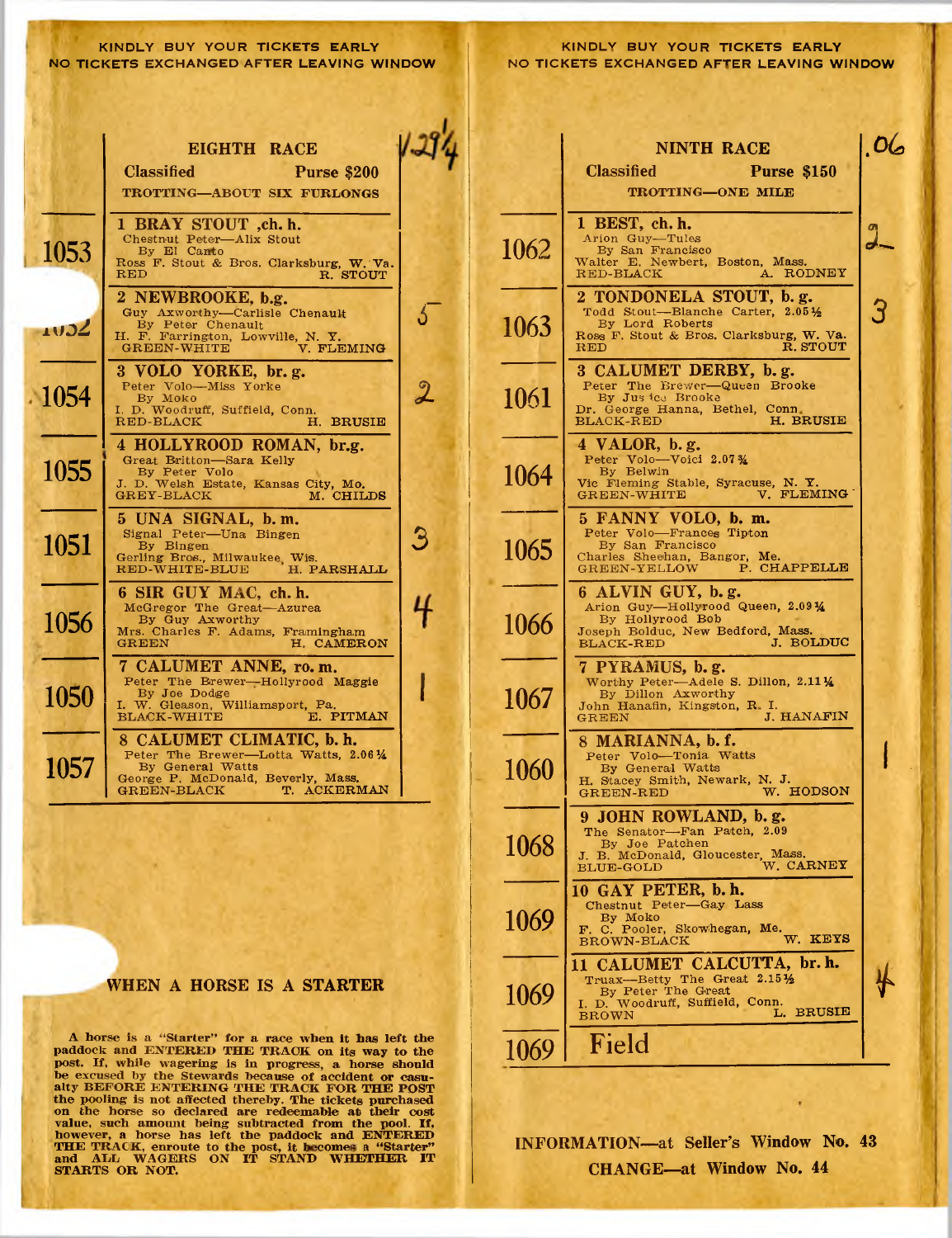KINDLY BUY YOUR TICKETS EARLY
NO TICKETS EXCHANGED AFTER LEAVING WINDOW

## EIGHTH RACE

1.29¼

**Classified** — **Purse $200**

TROTTING—ABOUT SIX FURLONGS

| No. | Horse | Finish |
|---|---|---|
| 1053 | **1 BRAY STOUT, ch. h.**<br>Chestnut Peter—Alix Stout<br>By El Canto<br>Ross F. Stout & Bros. Clarksburg, W. Va.<br>RED — R. STOUT | |
| 1052 | **2 NEWBROOKE, b.g.**<br>Guy Axworthy—Carlisle Chenault<br>By Peter Chenault<br>H. F. Farrington, Lowville, N. Y.<br>GREEN-WHITE — V. FLEMING | 5 |
| 1054 | **3 VOLO YORKE, br. g.**<br>Peter Volo—Miss Yorke<br>By Moko<br>I. D. Woodruff, Suffield, Conn.<br>RED-BLACK — H. BRUSIE | 2 |
| 1055 | **4 HOLLYROOD ROMAN, br.g.**<br>Great Britton—Sara Kelly<br>By Peter Volo<br>J. D. Welsh Estate, Kansas City, Mo.<br>GREY-BLACK — M. CHILDS | |
| 1051 | **5 UNA SIGNAL, b. m.**<br>Signal Peter—Una Bingen<br>By Bingen<br>Gerling Bros., Milwaukee, Wis.<br>RED-WHITE-BLUE — H. PARSHALL | 3 |
| 1056 | **6 SIR GUY MAC, ch. h.**<br>McGregor The Great—Azurea<br>By Guy Axworthy<br>Mrs. Charles F. Adams, Framingham<br>GREEN — H. CAMERON | 4 |
| 1050 | **7 CALUMET ANNE, ro. m.**<br>Peter The Brewer—Hollyrood Maggie<br>By Joe Dodge<br>I. W. Gleason, Williamsport, Pa.<br>BLACK-WHITE — E. PITMAN | 1 |
| 1057 | **8 CALUMET CLIMATIC, b. h.**<br>Peter The Brewer—Lotta Watts, 2.06¼<br>By General Watts<br>George P. McDonald, Beverly, Mass.<br>GREEN-BLACK — T. ACKERMAN | |

### WHEN A HORSE IS A STARTER

A horse is a "Starter" for a race when it has left the paddock and ENTERED THE TRACK on its way to the post. If, while wagering is in progress, a horse should be excused by the Stewards because of accident or casualty BEFORE ENTERING THE TRACK FOR THE POST the pooling is not affected thereby. The tickets purchased on the horse so declared are redeemable at their cost value, such amount being subtracted from the pool. If, however, a horse has left the paddock and ENTERED THE TRACK, enroute to the post, it becomes a "Starter" and ALL WAGERS ON IT STAND WHETHER IT STARTS OR NOT.

KINDLY BUY YOUR TICKETS EARLY
NO TICKETS EXCHANGED AFTER LEAVING WINDOW

## NINTH RACE

.06

**Classified** — **Purse $150**

TROTTING—ONE MILE

| No. | Horse | Finish |
|---|---|---|
| 1062 | **1 BEST, ch. h.**<br>Arion Guy—Tules<br>By San Francisco<br>Walter E. Newbert, Boston, Mass.<br>RED-BLACK — A. RODNEY | 2 |
| 1063 | **2 TONDONELA STOUT, b. g.**<br>Todd Stout—Blanche Carter, 2.05½<br>By Lord Roberts<br>Ross F. Stout & Bros. Clarksburg, W. Va.<br>RED — R. STOUT | 3 |
| 1061 | **3 CALUMET DERBY, b. g.**<br>Peter The Brewer—Queen Brooke<br>By Justice Brooke<br>Dr. George Hanna, Bethel, Conn.<br>BLACK-RED — H. BRUSIE | |
| 1064 | **4 VALOR, b. g.**<br>Peter Volo—Voici 2.07¾<br>By Belwin<br>Vic Fleming Stable, Syracuse, N. Y.<br>GREEN-WHITE — V. FLEMING | |
| 1065 | **5 FANNY VOLO, b. m.**<br>Peter Volo—Frances Tipton<br>By San Francisco<br>Charles Sheehan, Bangor, Me.<br>GREEN-YELLOW — P. CHAPPELLE | |
| 1066 | **6 ALVIN GUY, b. g.**<br>Arion Guy—Hollyrood Queen, 2.09¼<br>By Hollyrood Bob<br>Joseph Bolduc, New Bedford, Mass.<br>BLACK-RED — J. BOLDUC | |
| 1067 | **7 PYRAMUS, b. g.**<br>Worthy Peter—Adele S. Dillon, 2.11¼<br>By Dillon Axworthy<br>John Hanafin, Kingston, R. I.<br>GREEN — J. HANAFIN | |
| 1060 | **8 MARIANNA, b. f.**<br>Peter Volo—Tonia Watts<br>By General Watts<br>H. Stacey Smith, Newark, N. J.<br>GREEN-RED — W. HODSON | 1 |
| 1068 | **9 JOHN ROWLAND, b. g.**<br>The Senator—Fan Patch, 2.09<br>By Joe Patchen<br>J. B. McDonald, Gloucester, Mass.<br>BLUE-GOLD — W. CARNEY | |
| 1069 | **10 GAY PETER, b. h.**<br>Chestnut Peter—Gay Lass<br>By Moko<br>F. C. Pooler, Skowhegan, Me.<br>BROWN-BLACK — W. KEYS | |
| 1069 | **11 CALUMET CALCUTTA, br. h.**<br>Truax—Betty The Great 2.15½<br>By Peter The Great<br>I. D. Woodruff, Suffield, Conn.<br>BROWN — L. BRUSIE | 4 |
| 1069 | **Field** | |

**INFORMATION—at Seller's Window No. 43**

**CHANGE—at Window No. 44**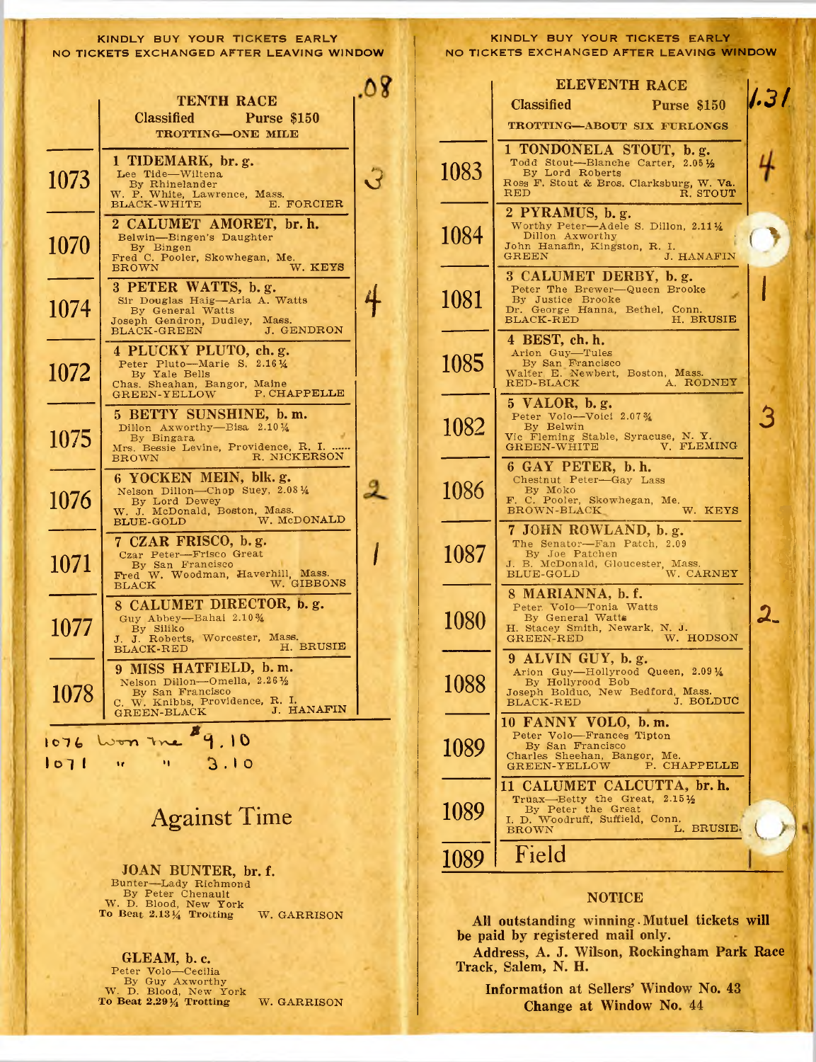KINDLY BUY YOUR TICKETS EARLY
NO TICKETS EXCHANGED AFTER LEAVING WINDOW

## TENTH RACE

**Classified** **Purse $150**

**TROTTING—ONE MILE**

.08

| | | |
|---|---|---|
| 1073 | **1 TIDEMARK, br. g.** Lee Tide—Wiltena By Rhinelander W. P. White, Lawrence, Mass. BLACK-WHITE E. FORCIER | 3 |
| 1070 | **2 CALUMET AMORET, br. h.** Belwin—Bingen's Daughter By Bingen Fred C. Pooler, Skowhegan, Me. BROWN W. KEYS | |
| 1074 | **3 PETER WATTS, b. g.** Sir Douglas Haig—Aria A. Watts By General Watts Joseph Gendron, Dudley, Mass. BLACK-GREEN J. GENDRON | 4 |
| 1072 | **4 PLUCKY PLUTO, ch. g.** Peter Pluto—Marie S. 2.16¼ By Yale Bells Chas. Sheahan, Bangor, Maine GREEN-YELLOW P. CHAPPELLE | |
| 1075 | **5 BETTY SUNSHINE, b. m.** Dillon Axworthy—Bisa 2.10¼ By Bingara Mrs. Bessie Levine, Providence, R. I. BROWN R. NICKERSON | |
| 1076 | **6 YOCKEN MEIN, blk. g.** Nelson Dillon—Chop Suey, 2.08¼ By Lord Dewey W. J. McDonald, Boston, Mass. BLUE-GOLD W. McDONALD | 2 |
| 1071 | **7 CZAR FRISCO, b. g.** Czar Peter—Frisco Great By San Francisco Fred W. Woodman, Haverhill, Mass. BLACK W. GIBBONS | 1 |
| 1077 | **8 CALUMET DIRECTOR, b. g.** Guy Abbey—Bahai 2.10¾ By Siliko J. J. Roberts, Worcester, Mass. BLACK-RED H. BRUSIE | |
| 1078 | **9 MISS HATFIELD, b. m.** Nelson Dillon—Omella, 2.26½ By San Francisco C. W. Knibbs, Providence, R. I. GREEN-BLACK J. HANAFIN | |

1076 won me $9.10
1071 " " 3.10

## Against Time

**JOAN BUNTER, br. f.**
Bunter—Lady Richmond
By Peter Chenault
W. D. Blood, New York
**To Beat 2.13¼ Trotting** W. GARRISON

**GLEAM, b. c.**
Peter Volo—Cecilia
By Guy Axworthy
W. D. Blood, New York
**To Beat 2.29¼ Trotting** W. GARRISON

KINDLY BUY YOUR TICKETS EARLY
NO TICKETS EXCHANGED AFTER LEAVING WINDOW

## ELEVENTH RACE

**Classified** **Purse $150**

**TROTTING—ABOUT SIX FURLONGS**

1.31

| | | |
|---|---|---|
| 1083 | **1 TONDONELA STOUT, b. g.** Todd Stout—Blanche Carter, 2.05½ By Lord Roberts Ross F. Stout & Bros. Clarksburg, W. Va. RED R. STOUT | 4 |
| 1084 | **2 PYRAMUS, b. g.** Worthy Peter—Adele S. Dillon, 2.11¼ Dillon Axworthy John Hanafin, Kingston, R. I. GREEN J. HANAFIN | |
| 1081 | **3 CALUMET DERBY, b. g.** Peter The Brewer—Queen Brooke By Justice Brooke Dr. George Hanna, Bethel, Conn. BLACK-RED H. BRUSIE | 1 |
| 1085 | **4 BEST, ch. h.** Arion Guy—Tules By San Francisco Walter E. Newbert, Boston, Mass. RED-BLACK A. RODNEY | |
| 1082 | **5 VALOR, b. g.** Peter Volo—Voici 2.07¾ By Belwin Vic Fleming Stable, Syracuse, N. Y. GREEN-WHITE V. FLEMING | 3 |
| 1086 | **6 GAY PETER, b. h.** Chestnut Peter—Gay Lass By Moko F. C. Pooler, Skowhegan, Me. BROWN-BLACK W. KEYS | |
| 1087 | **7 JOHN ROWLAND, b. g.** The Senator—Fan Patch, 2.09 By Joe Patchen J. B. McDonald, Gloucester, Mass. BLUE-GOLD W. CARNEY | |
| 1080 | **8 MARIANNA, b. f.** Peter Volo—Tonia Watts By General Watts H. Stacey Smith, Newark, N. J. GREEN-RED W. HODSON | 2 |
| 1088 | **9 ALVIN GUY, b. g.** Arion Guy—Hollyrood Queen, 2.09¼ By Hollyrood Bob Joseph Bolduc, New Bedford, Mass. BLACK-RED J. BOLDUC | |
| 1089 | **10 FANNY VOLO, b. m.** Peter Volo—Frances Tipton By San Francisco Charles Sheehan, Bangor, Me. GREEN-YELLOW P. CHAPPELLE | |
| 1089 | **11 CALUMET CALCUTTA, br. h.** Truax—Betty the Great, 2.15½ By Peter the Great I. D. Woodruff, Suffield, Conn. BROWN L. BRUSIE | |
| 1089 | Field | |

### NOTICE

**All outstanding winning Mutuel tickets will be paid by registered mail only.**

**Address, A. J. Wilson, Rockingham Park Race Track, Salem, N. H.**

**Information at Sellers' Window No. 43**
**Change at Window No. 44**